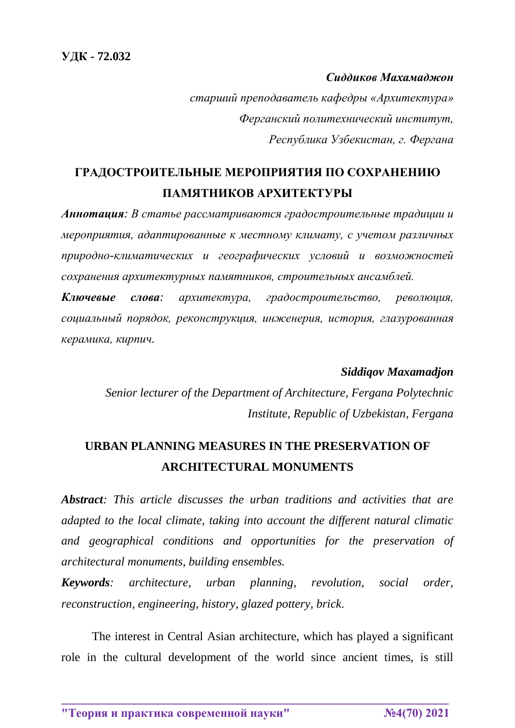**УДК - 72.032**

***Сиддиков Махамаджон***

*старший преподаватель кафедры «Архитектура»*

*Ферганский политехнический институт,*

*Республика Узбекистан, г. Фергана*

## ГРАДОСТРОИТЕЛЬНЫЕ МЕРОПРИЯТИЯ ПО СОХРАНЕНИЮ ПАМЯТНИКОВ АРХИТЕКТУРЫ

***Аннотация**: В статье рассматриваются градостроительные традиции и мероприятия, адаптированные к местному климату, с учетом различных природно-климатических и географических условий и возможностей сохранения архитектурных памятников, строительных ансамблей.*

***Ключевые слова**: архитектура, градостроительство, революция, социальный порядок, реконструкция, инженерия, история, глазурованная керамика, кирпич.*

***Siddiqov Maxamadjon***

*Senior lecturer of the Department of Architecture, Fergana Polytechnic Institute, Republic of Uzbekistan, Fergana*

## URBAN PLANNING MEASURES IN THE PRESERVATION OF ARCHITECTURAL MONUMENTS

***Abstract**: This article discusses the urban traditions and activities that are adapted to the local climate, taking into account the different natural climatic and geographical conditions and opportunities for the preservation of architectural monuments, building ensembles.*

***Keywords**: architecture, urban planning, revolution, social order, reconstruction, engineering, history, glazed pottery, brick.*

The interest in Central Asian architecture, which has played a significant role in the cultural development of the world since ancient times, is still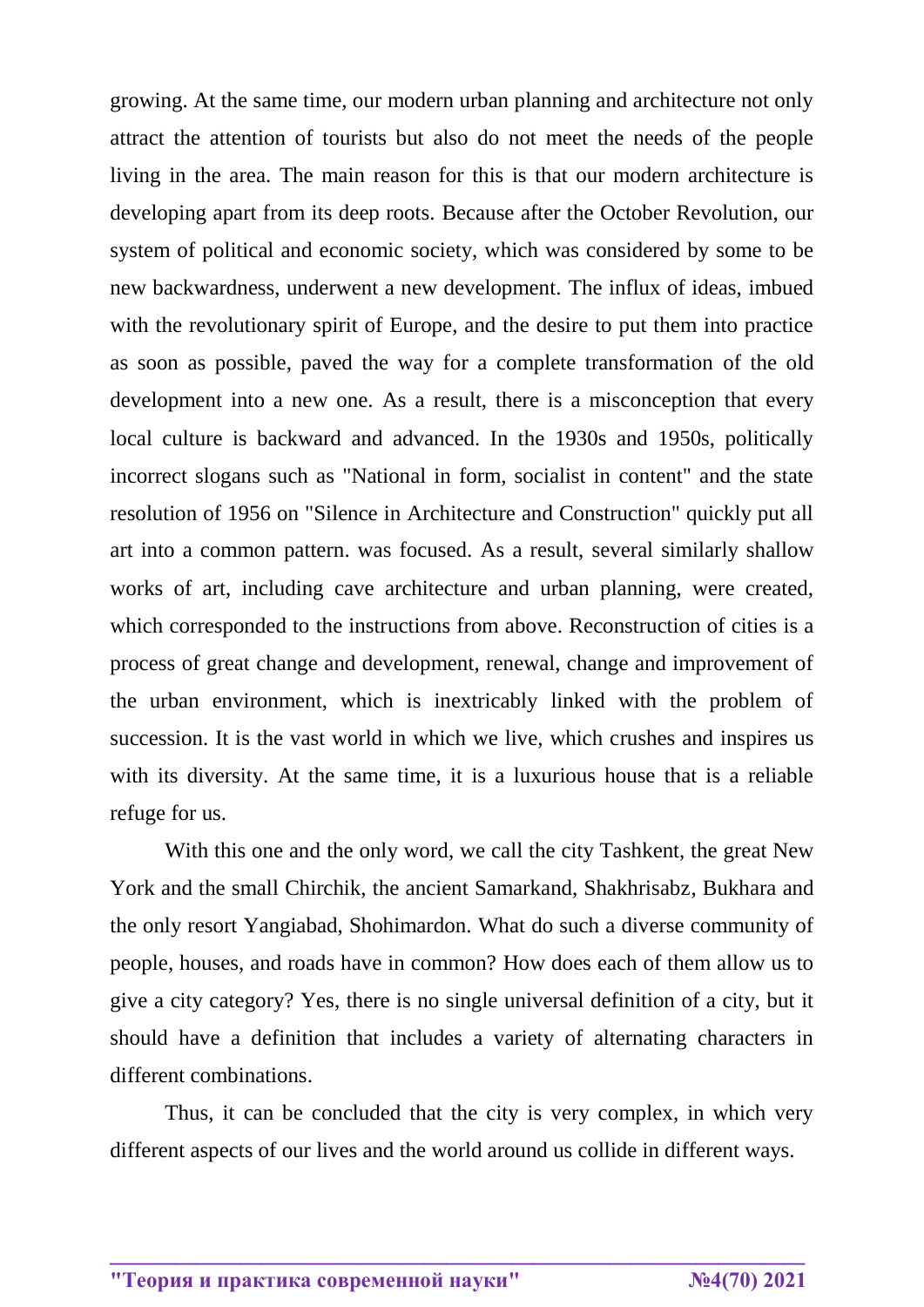growing. At the same time, our modern urban planning and architecture not only attract the attention of tourists but also do not meet the needs of the people living in the area. The main reason for this is that our modern architecture is developing apart from its deep roots. Because after the October Revolution, our system of political and economic society, which was considered by some to be new backwardness, underwent a new development. The influx of ideas, imbued with the revolutionary spirit of Europe, and the desire to put them into practice as soon as possible, paved the way for a complete transformation of the old development into a new one. As a result, there is a misconception that every local culture is backward and advanced. In the 1930s and 1950s, politically incorrect slogans such as "National in form, socialist in content" and the state resolution of 1956 on "Silence in Architecture and Construction" quickly put all art into a common pattern. was focused. As a result, several similarly shallow works of art, including cave architecture and urban planning, were created, which corresponded to the instructions from above. Reconstruction of cities is a process of great change and development, renewal, change and improvement of the urban environment, which is inextricably linked with the problem of succession. It is the vast world in which we live, which crushes and inspires us with its diversity. At the same time, it is a luxurious house that is a reliable refuge for us.

With this one and the only word, we call the city Tashkent, the great New York and the small Chirchik, the ancient Samarkand, Shakhrisabz, Bukhara and the only resort Yangiabad, Shohimardon. What do such a diverse community of people, houses, and roads have in common? How does each of them allow us to give a city category? Yes, there is no single universal definition of a city, but it should have a definition that includes a variety of alternating characters in different combinations.

Thus, it can be concluded that the city is very complex, in which very different aspects of our lives and the world around us collide in different ways.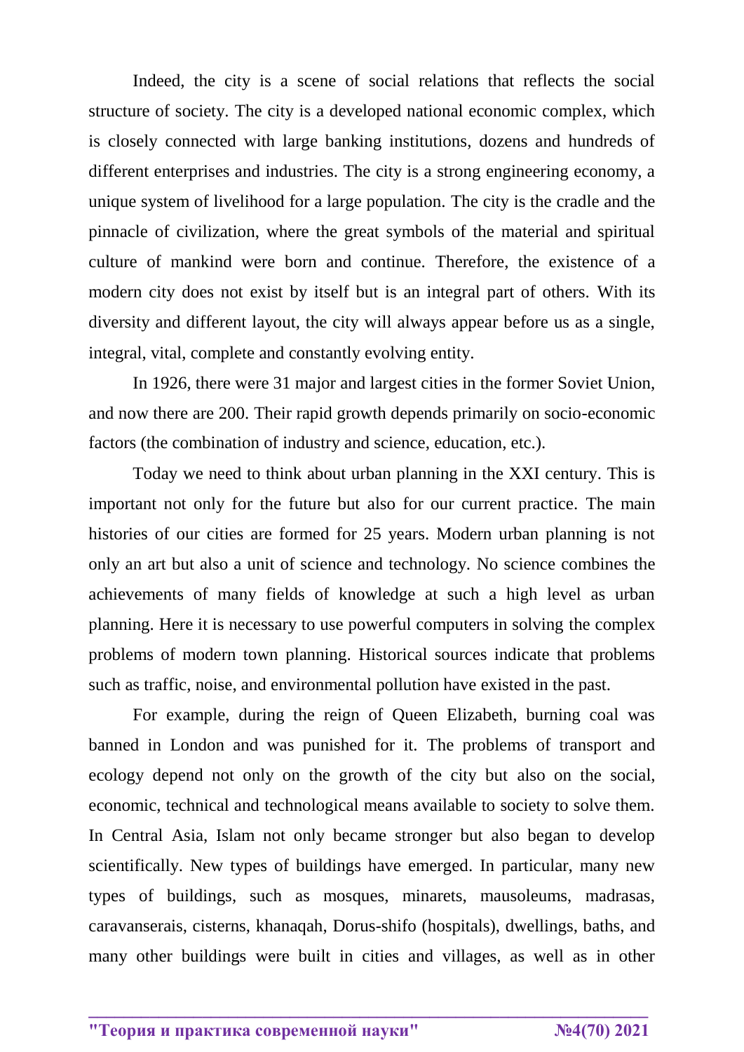Indeed, the city is a scene of social relations that reflects the social structure of society. The city is a developed national economic complex, which is closely connected with large banking institutions, dozens and hundreds of different enterprises and industries. The city is a strong engineering economy, a unique system of livelihood for a large population. The city is the cradle and the pinnacle of civilization, where the great symbols of the material and spiritual culture of mankind were born and continue. Therefore, the existence of a modern city does not exist by itself but is an integral part of others. With its diversity and different layout, the city will always appear before us as a single, integral, vital, complete and constantly evolving entity.

In 1926, there were 31 major and largest cities in the former Soviet Union, and now there are 200. Their rapid growth depends primarily on socio-economic factors (the combination of industry and science, education, etc.).

Today we need to think about urban planning in the XXI century. This is important not only for the future but also for our current practice. The main histories of our cities are formed for 25 years. Modern urban planning is not only an art but also a unit of science and technology. No science combines the achievements of many fields of knowledge at such a high level as urban planning. Here it is necessary to use powerful computers in solving the complex problems of modern town planning. Historical sources indicate that problems such as traffic, noise, and environmental pollution have existed in the past.

For example, during the reign of Queen Elizabeth, burning coal was banned in London and was punished for it. The problems of transport and ecology depend not only on the growth of the city but also on the social, economic, technical and technological means available to society to solve them. In Central Asia, Islam not only became stronger but also began to develop scientifically. New types of buildings have emerged. In particular, many new types of buildings, such as mosques, minarets, mausoleums, madrasas, caravanserais, cisterns, khanaqah, Dorus-shifo (hospitals), dwellings, baths, and many other buildings were built in cities and villages, as well as in other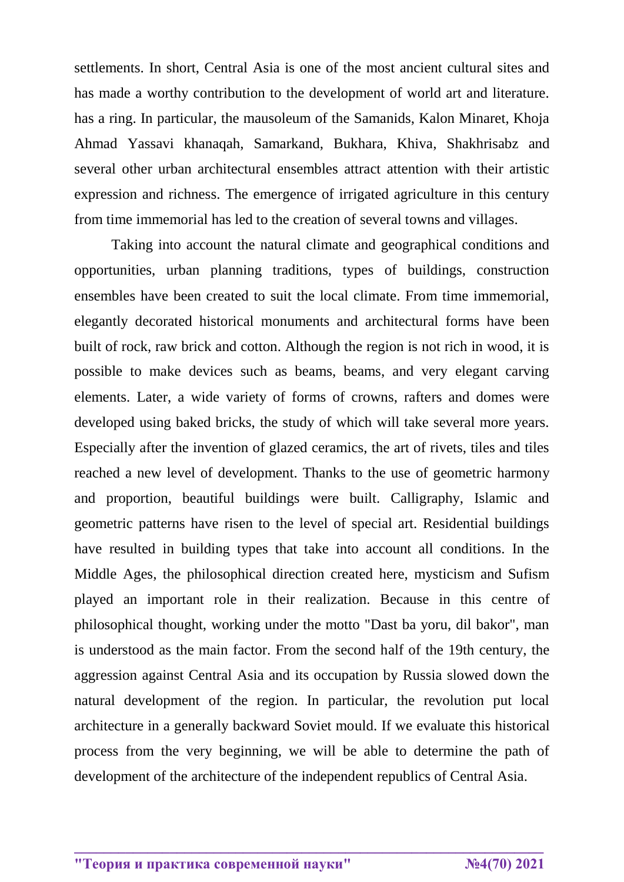settlements. In short, Central Asia is one of the most ancient cultural sites and has made a worthy contribution to the development of world art and literature. has a ring. In particular, the mausoleum of the Samanids, Kalon Minaret, Khoja Ahmad Yassavi khanaqah, Samarkand, Bukhara, Khiva, Shakhrisabz and several other urban architectural ensembles attract attention with their artistic expression and richness. The emergence of irrigated agriculture in this century from time immemorial has led to the creation of several towns and villages.

Taking into account the natural climate and geographical conditions and opportunities, urban planning traditions, types of buildings, construction ensembles have been created to suit the local climate. From time immemorial, elegantly decorated historical monuments and architectural forms have been built of rock, raw brick and cotton. Although the region is not rich in wood, it is possible to make devices such as beams, beams, and very elegant carving elements. Later, a wide variety of forms of crowns, rafters and domes were developed using baked bricks, the study of which will take several more years. Especially after the invention of glazed ceramics, the art of rivets, tiles and tiles reached a new level of development. Thanks to the use of geometric harmony and proportion, beautiful buildings were built. Calligraphy, Islamic and geometric patterns have risen to the level of special art. Residential buildings have resulted in building types that take into account all conditions. In the Middle Ages, the philosophical direction created here, mysticism and Sufism played an important role in their realization. Because in this centre of philosophical thought, working under the motto "Dast ba yoru, dil bakor", man is understood as the main factor. From the second half of the 19th century, the aggression against Central Asia and its occupation by Russia slowed down the natural development of the region. In particular, the revolution put local architecture in a generally backward Soviet mould. If we evaluate this historical process from the very beginning, we will be able to determine the path of development of the architecture of the independent republics of Central Asia.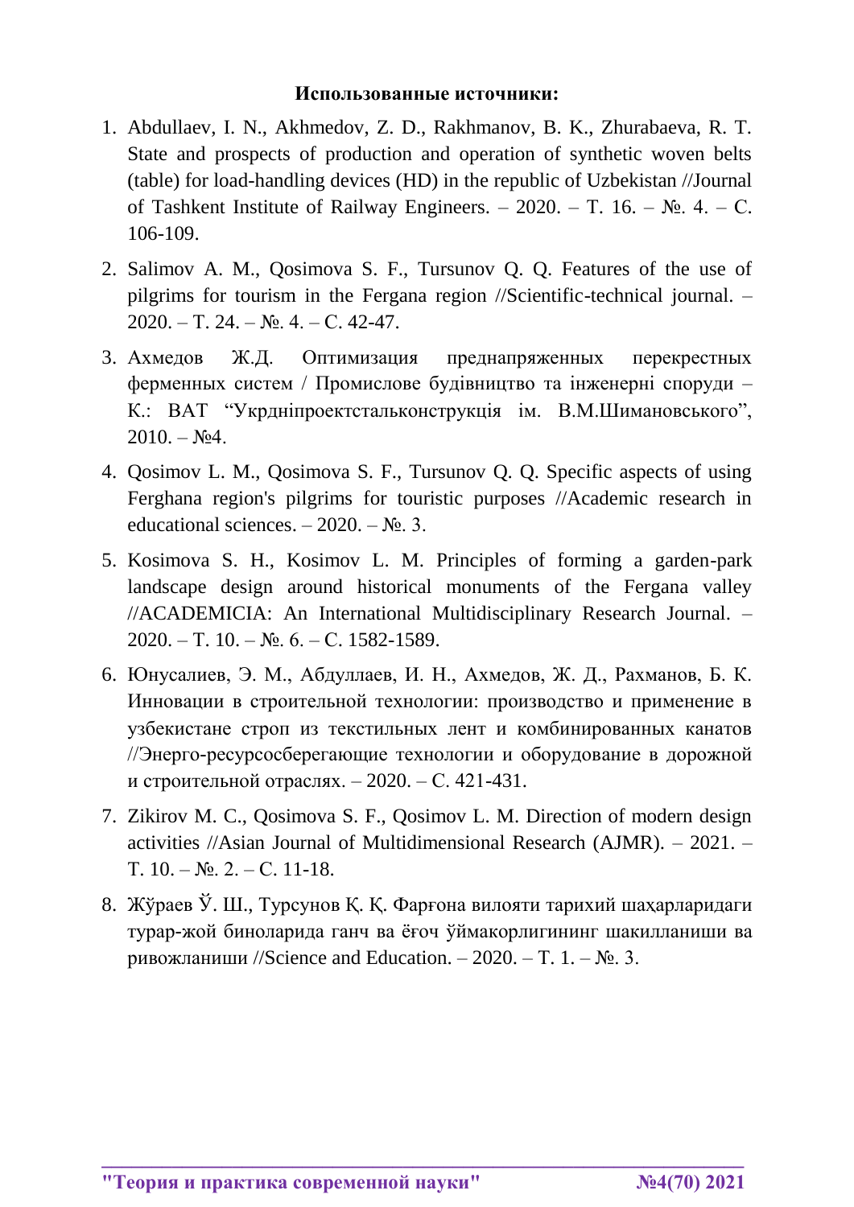**Использованные источники:**

1. Abdullaev, I. N., Akhmedov, Z. D., Rakhmanov, B. K., Zhurabaeva, R. T. State and prospects of production and operation of synthetic woven belts (table) for load-handling devices (HD) in the republic of Uzbekistan //Journal of Tashkent Institute of Railway Engineers. – 2020. – Т. 16. – №. 4. – С. 106-109.

2. Salimov A. M., Qosimova S. F., Tursunov Q. Q. Features of the use of pilgrims for tourism in the Fergana region //Scientific-technical journal. – 2020. – Т. 24. – №. 4. – С. 42-47.

3. Ахмедов Ж.Д. Оптимизация преднапряженных перекрестных ферменных систем / Промислове будівництво та інженерні споруди – К.: ВАТ "Укрдніпроектстальконструкція ім. В.М.Шимановського", 2010. – №4.

4. Qosimov L. M., Qosimova S. F., Tursunov Q. Q. Specific aspects of using Ferghana region's pilgrims for touristic purposes //Academic research in educational sciences. – 2020. – №. 3.

5. Kosimova S. H., Kosimov L. M. Principles of forming a garden-park landscape design around historical monuments of the Fergana valley //ACADEMICIA: An International Multidisciplinary Research Journal. – 2020. – Т. 10. – №. 6. – С. 1582-1589.

6. Юнусалиев, Э. М., Абдуллаев, И. Н., Ахмедов, Ж. Д., Рахманов, Б. К. Инновации в строительной технологии: производство и применение в узбекистане строп из текстильных лент и комбинированных канатов //Энерго-ресурсосберегающие технологии и оборудование в дорожной и строительной отраслях. – 2020. – С. 421-431.

7. Zikirov M. C., Qosimova S. F., Qosimov L. M. Direction of modern design activities //Asian Journal of Multidimensional Research (AJMR). – 2021. – Т. 10. – №. 2. – С. 11-18.

8. Жўраев Ў. Ш., Турсунов Қ. Қ. Фарғона вилояти тарихий шаҳарларидаги турар-жой биноларида ганч ва ёғоч ўймакорлигининг шакилланиши ва ривожланиши //Science and Education. – 2020. – Т. 1. – №. 3.